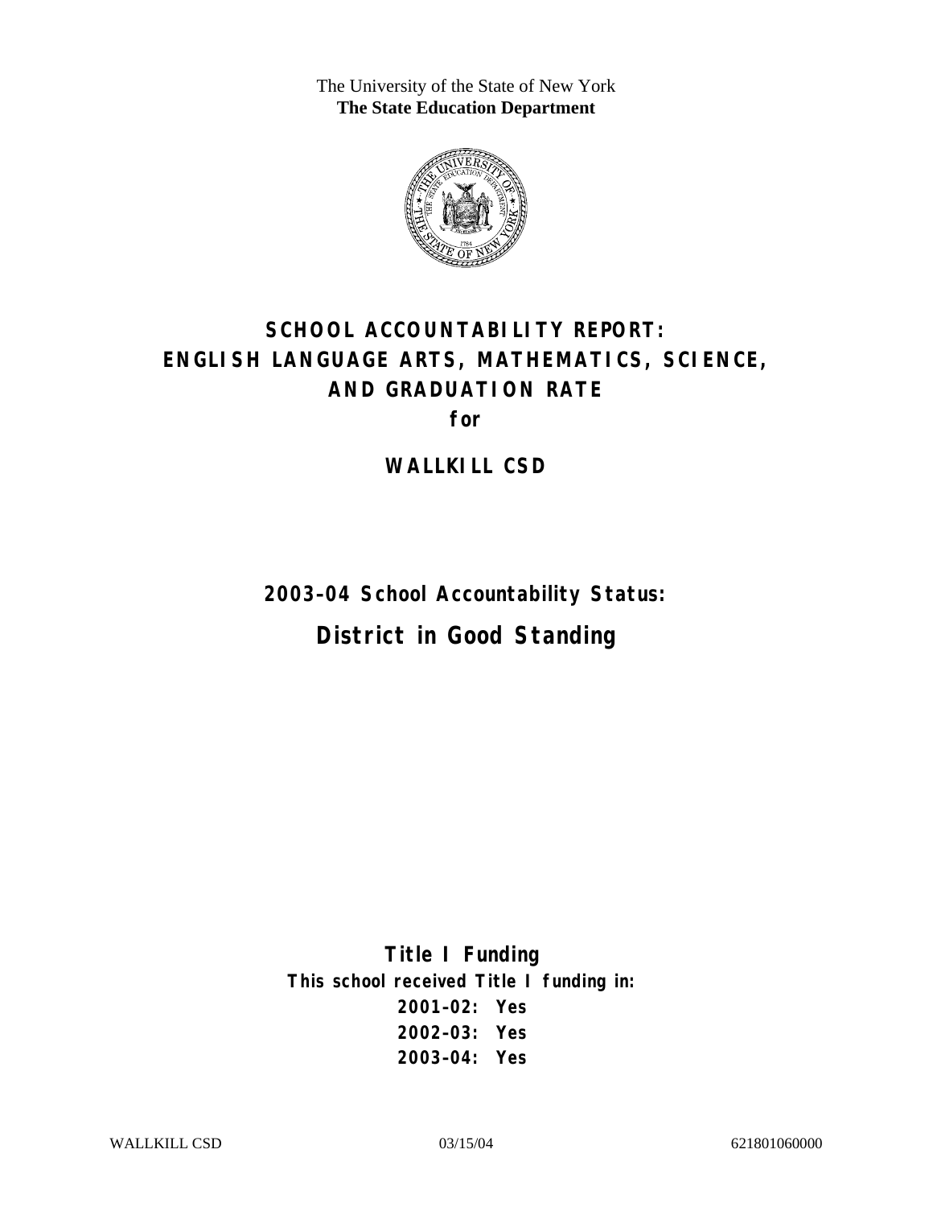The University of the State of New York
**The State Education Department**

# SCHOOL ACCOUNTABILITY REPORT: ENGLISH LANGUAGE ARTS, MATHEMATICS, SCIENCE, AND GRADUATION RATE

**for**

## WALLKILL CSD

## 2003–04 School Accountability Status:

## District in Good Standing

**Title I Funding**

**This school received Title I funding in:**

**2001–02: Yes**
**2002–03: Yes**
**2003–04: Yes**

WALLKILL CSD 03/15/04 621801060000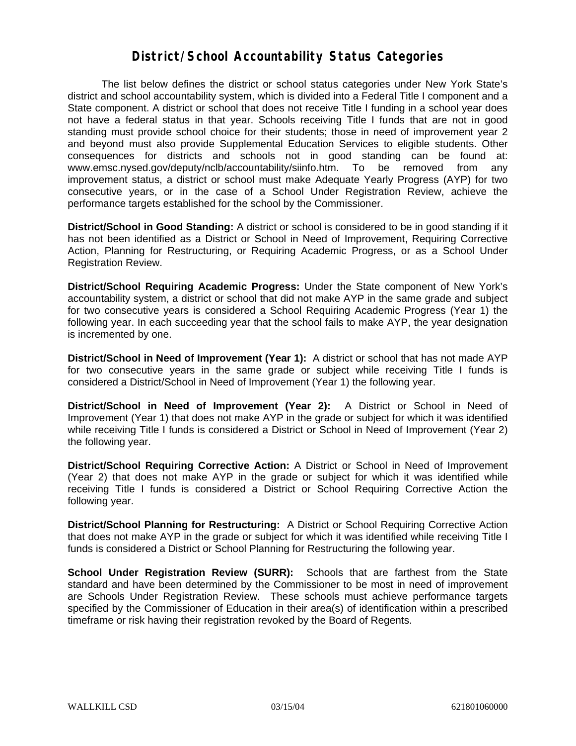# District/School Accountability Status Categories

The list below defines the district or school status categories under New York State's district and school accountability system, which is divided into a Federal Title I component and a State component. A district or school that does not receive Title I funding in a school year does not have a federal status in that year. Schools receiving Title I funds that are not in good standing must provide school choice for their students; those in need of improvement year 2 and beyond must also provide Supplemental Education Services to eligible students. Other consequences for districts and schools not in good standing can be found at: www.emsc.nysed.gov/deputy/nclb/accountability/siinfo.htm. To be removed from any improvement status, a district or school must make Adequate Yearly Progress (AYP) for two consecutive years, or in the case of a School Under Registration Review, achieve the performance targets established for the school by the Commissioner.

**District/School in Good Standing:** A district or school is considered to be in good standing if it has not been identified as a District or School in Need of Improvement, Requiring Corrective Action, Planning for Restructuring, or Requiring Academic Progress, or as a School Under Registration Review.

**District/School Requiring Academic Progress:** Under the State component of New York's accountability system, a district or school that did not make AYP in the same grade and subject for two consecutive years is considered a School Requiring Academic Progress (Year 1) the following year. In each succeeding year that the school fails to make AYP, the year designation is incremented by one.

**District/School in Need of Improvement (Year 1):** A district or school that has not made AYP for two consecutive years in the same grade or subject while receiving Title I funds is considered a District/School in Need of Improvement (Year 1) the following year.

**District/School in Need of Improvement (Year 2):** A District or School in Need of Improvement (Year 1) that does not make AYP in the grade or subject for which it was identified while receiving Title I funds is considered a District or School in Need of Improvement (Year 2) the following year.

**District/School Requiring Corrective Action:** A District or School in Need of Improvement (Year 2) that does not make AYP in the grade or subject for which it was identified while receiving Title I funds is considered a District or School Requiring Corrective Action the following year.

**District/School Planning for Restructuring:** A District or School Requiring Corrective Action that does not make AYP in the grade or subject for which it was identified while receiving Title I funds is considered a District or School Planning for Restructuring the following year.

**School Under Registration Review (SURR):** Schools that are farthest from the State standard and have been determined by the Commissioner to be most in need of improvement are Schools Under Registration Review. These schools must achieve performance targets specified by the Commissioner of Education in their area(s) of identification within a prescribed timeframe or risk having their registration revoked by the Board of Regents.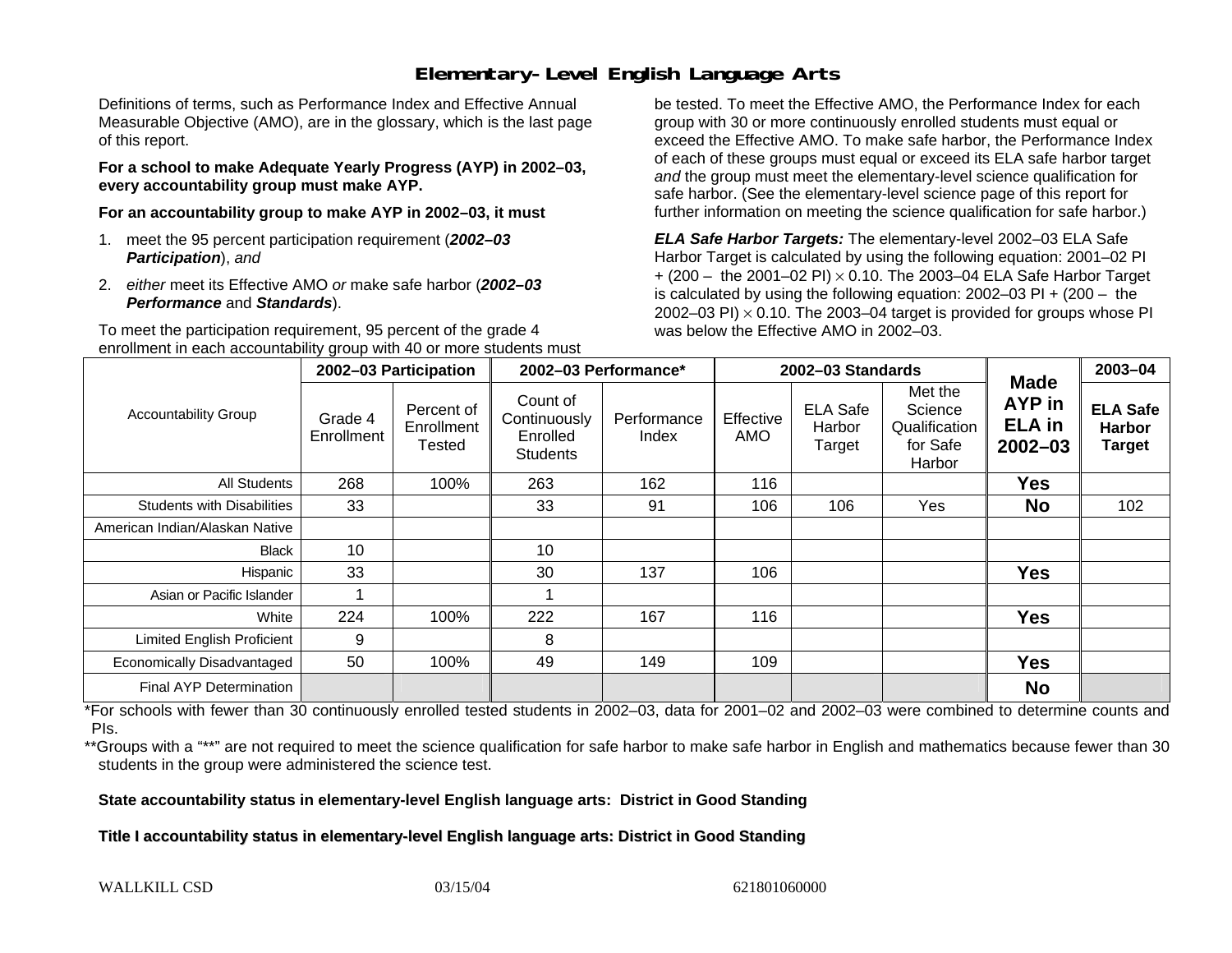# Elementary-Level English Language Arts

Definitions of terms, such as Performance Index and Effective Annual Measurable Objective (AMO), are in the glossary, which is the last page of this report.

**For a school to make Adequate Yearly Progress (AYP) in 2002–03, every accountability group must make AYP.**

**For an accountability group to make AYP in 2002–03, it must**

1. meet the 95 percent participation requirement (***2002–03 Participation***), *and*
2. *either* meet its Effective AMO *or* make safe harbor (***2002–03 Performance*** and ***Standards***).

To meet the participation requirement, 95 percent of the grade 4 enrollment in each accountability group with 40 or more students must be tested. To meet the Effective AMO, the Performance Index for each group with 30 or more continuously enrolled students must equal or exceed the Effective AMO. To make safe harbor, the Performance Index of each of these groups must equal or exceed its ELA safe harbor target *and* the group must meet the elementary-level science qualification for safe harbor. (See the elementary-level science page of this report for further information on meeting the science qualification for safe harbor.)

***ELA Safe Harbor Targets:*** The elementary-level 2002–03 ELA Safe Harbor Target is calculated by using the following equation: 2001–02 PI + (200 – the 2001–02 PI) $\times$ 0.10. The 2003–04 ELA Safe Harbor Target is calculated by using the following equation: 2002–03 PI + (200 – the 2002–03 PI) $\times$ 0.10. The 2003–04 target is provided for groups whose PI was below the Effective AMO in 2002–03.

| Accountability Group | 2002–03 Participation | | 2002–03 Performance* | | 2002–03 Standards | | | Made AYP in ELA in 2002–03 | 2003–04 |
|---|---|---|---|---|---|---|---|---|---|
| | Grade 4 Enrollment | Percent of Enrollment Tested | Count of Continuously Enrolled Students | Performance Index | Effective AMO | ELA Safe Harbor Target | Met the Science Qualification for Safe Harbor | | ELA Safe Harbor Target |
| All Students | 268 | 100% | 263 | 162 | 116 | | | **Yes** | |
| Students with Disabilities | 33 | | 33 | 91 | 106 | 106 | Yes | **No** | 102 |
| American Indian/Alaskan Native | | | | | | | | | |
| Black | 10 | | 10 | | | | | | |
| Hispanic | 33 | | 30 | 137 | 106 | | | **Yes** | |
| Asian or Pacific Islander | 1 | | 1 | | | | | | |
| White | 224 | 100% | 222 | 167 | 116 | | | **Yes** | |
| Limited English Proficient | 9 | | 8 | | | | | | |
| Economically Disadvantaged | 50 | 100% | 49 | 149 | 109 | | | **Yes** | |
| Final AYP Determination | | | | | | | | **No** | |

*For schools with fewer than 30 continuously enrolled tested students in 2002–03, data for 2001–02 and 2002–03 were combined to determine counts and PIs.

**Groups with a "**" are not required to meet the science qualification for safe harbor to make safe harbor in English and mathematics because fewer than 30 students in the group were administered the science test.

**State accountability status in elementary-level English language arts: District in Good Standing**

**Title I accountability status in elementary-level English language arts: District in Good Standing**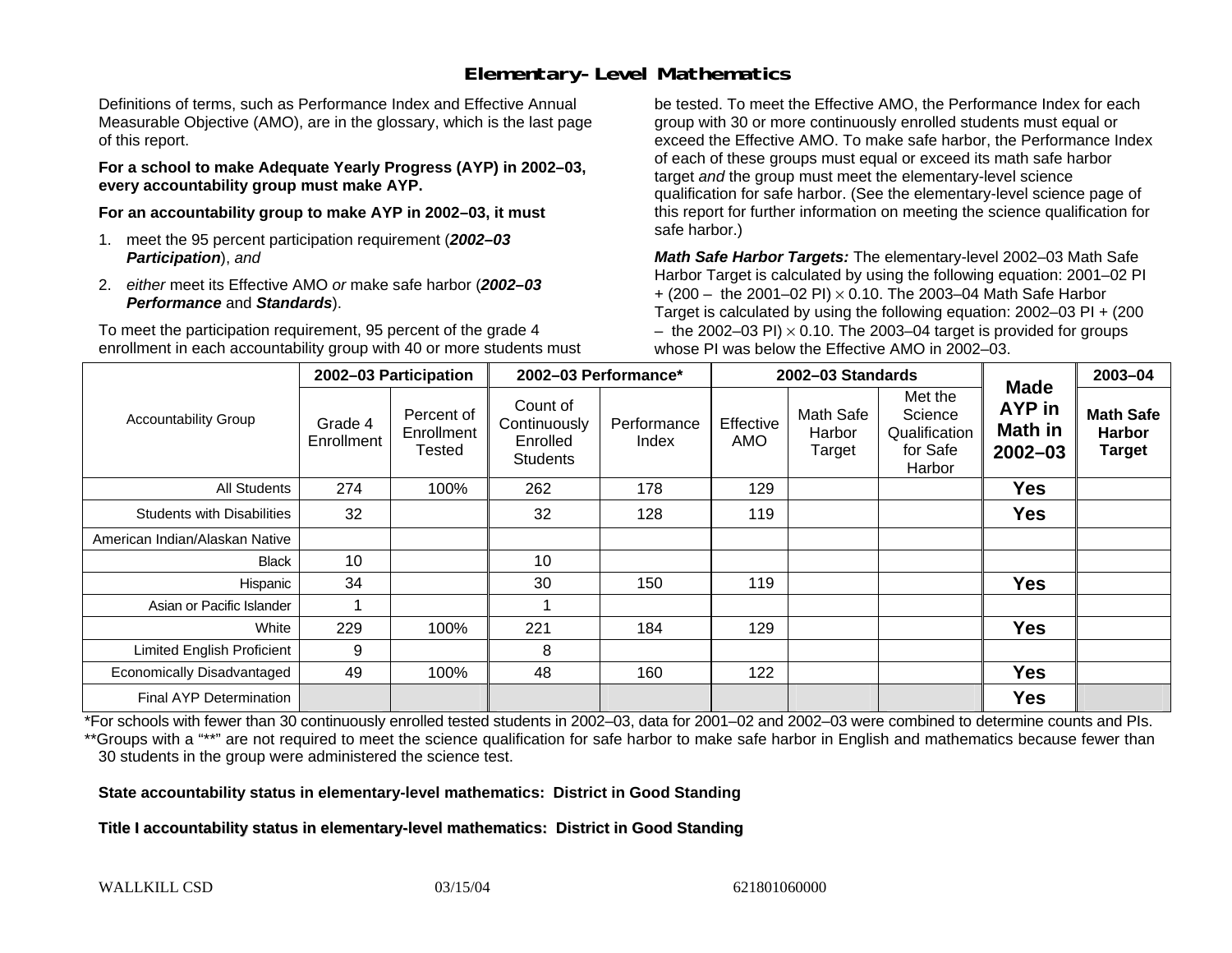## Elementary-Level Mathematics

Definitions of terms, such as Performance Index and Effective Annual Measurable Objective (AMO), are in the glossary, which is the last page of this report.

**For a school to make Adequate Yearly Progress (AYP) in 2002–03, every accountability group must make AYP.**

**For an accountability group to make AYP in 2002–03, it must**

1. meet the 95 percent participation requirement (***2002–03 Participation***), *and*
2. *either* meet its Effective AMO *or* make safe harbor (***2002–03 Performance*** and ***Standards***).

To meet the participation requirement, 95 percent of the grade 4 enrollment in each accountability group with 40 or more students must be tested. To meet the Effective AMO, the Performance Index for each group with 30 or more continuously enrolled students must equal or exceed the Effective AMO. To make safe harbor, the Performance Index of each of these groups must equal or exceed its math safe harbor target *and* the group must meet the elementary-level science qualification for safe harbor. (See the elementary-level science page of this report for further information on meeting the science qualification for safe harbor.)

***Math Safe Harbor Targets:*** The elementary-level 2002–03 Math Safe Harbor Target is calculated by using the following equation: 2001–02 PI + (200 – the 2001–02 PI) × 0.10. The 2003–04 Math Safe Harbor Target is calculated by using the following equation: 2002–03 PI + (200 – the 2002–03 PI) × 0.10. The 2003–04 target is provided for groups whose PI was below the Effective AMO in 2002–03.

| Accountability Group | 2002–03 Participation | | 2002–03 Performance* | | 2002–03 Standards | | | Made AYP in Math in 2002–03 | 2003–04 |
|---|---|---|---|---|---|---|---|---|---|
| | Grade 4 Enrollment | Percent of Enrollment Tested | Count of Continuously Enrolled Students | Performance Index | Effective AMO | Math Safe Harbor Target | Met the Science Qualification for Safe Harbor | | Math Safe Harbor Target |
| All Students | 274 | 100% | 262 | 178 | 129 | | | Yes | |
| Students with Disabilities | 32 | | 32 | 128 | 119 | | | Yes | |
| American Indian/Alaskan Native | | | | | | | | | |
| Black | 10 | | 10 | | | | | | |
| Hispanic | 34 | | 30 | 150 | 119 | | | Yes | |
| Asian or Pacific Islander | 1 | | 1 | | | | | | |
| White | 229 | 100% | 221 | 184 | 129 | | | Yes | |
| Limited English Proficient | 9 | | 8 | | | | | | |
| Economically Disadvantaged | 49 | 100% | 48 | 160 | 122 | | | Yes | |
| Final AYP Determination | | | | | | | | Yes | |

*For schools with fewer than 30 continuously enrolled tested students in 2002–03, data for 2001–02 and 2002–03 were combined to determine counts and PIs.

**Groups with a "**" are not required to meet the science qualification for safe harbor to make safe harbor in English and mathematics because fewer than 30 students in the group were administered the science test.

**State accountability status in elementary-level mathematics: District in Good Standing**

**Title I accountability status in elementary-level mathematics: District in Good Standing**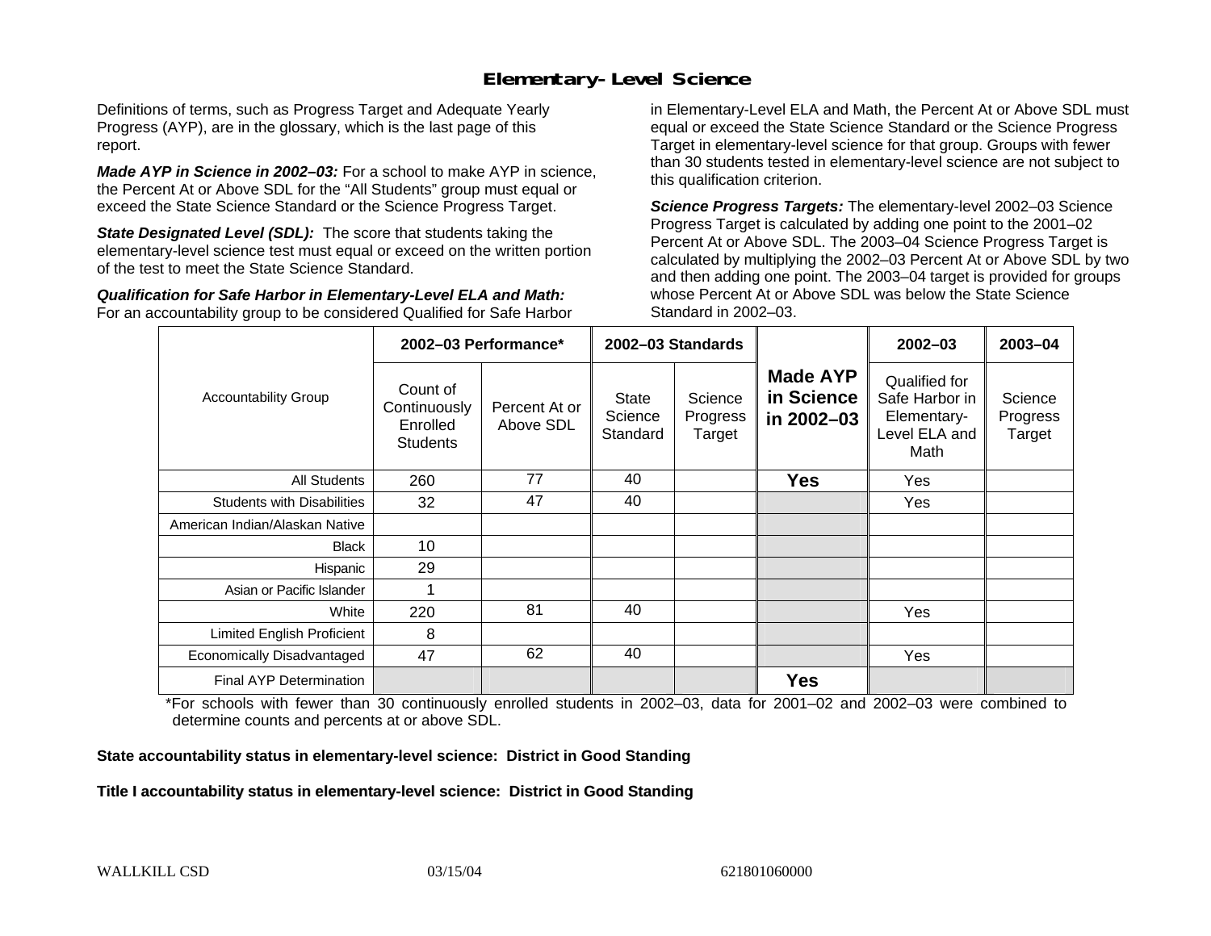# Elementary-Level Science

Definitions of terms, such as Progress Target and Adequate Yearly Progress (AYP), are in the glossary, which is the last page of this report.

***Made AYP in Science in 2002–03:*** For a school to make AYP in science, the Percent At or Above SDL for the "All Students" group must equal or exceed the State Science Standard or the Science Progress Target.

***State Designated Level (SDL):*** The score that students taking the elementary-level science test must equal or exceed on the written portion of the test to meet the State Science Standard.

***Qualification for Safe Harbor in Elementary-Level ELA and Math:*** For an accountability group to be considered Qualified for Safe Harbor in Elementary-Level ELA and Math, the Percent At or Above SDL must equal or exceed the State Science Standard or the Science Progress Target in elementary-level science for that group. Groups with fewer than 30 students tested in elementary-level science are not subject to this qualification criterion.

***Science Progress Targets:*** The elementary-level 2002–03 Science Progress Target is calculated by adding one point to the 2001–02 Percent At or Above SDL. The 2003–04 Science Progress Target is calculated by multiplying the 2002–03 Percent At or Above SDL by two and then adding one point. The 2003–04 target is provided for groups whose Percent At or Above SDL was below the State Science Standard in 2002–03.

| Accountability Group | 2002–03 Performance* | | 2002–03 Standards | | Made AYP in Science in 2002–03 | 2002–03 | 2003–04 |
|---|---|---|---|---|---|---|---|
| | Count of Continuously Enrolled Students | Percent At or Above SDL | State Science Standard | Science Progress Target | | Qualified for Safe Harbor in Elementary-Level ELA and Math | Science Progress Target |
| All Students | 260 | 77 | 40 | | **Yes** | Yes | |
| Students with Disabilities | 32 | 47 | 40 | | | Yes | |
| American Indian/Alaskan Native | | | | | | | |
| Black | 10 | | | | | | |
| Hispanic | 29 | | | | | | |
| Asian or Pacific Islander | 1 | | | | | | |
| White | 220 | 81 | 40 | | | Yes | |
| Limited English Proficient | 8 | | | | | | |
| Economically Disadvantaged | 47 | 62 | 40 | | | Yes | |
| Final AYP Determination | | | | | **Yes** | | |

*For schools with fewer than 30 continuously enrolled students in 2002–03, data for 2001–02 and 2002–03 were combined to determine counts and percents at or above SDL.

**State accountability status in elementary-level science: District in Good Standing**

**Title I accountability status in elementary-level science: District in Good Standing**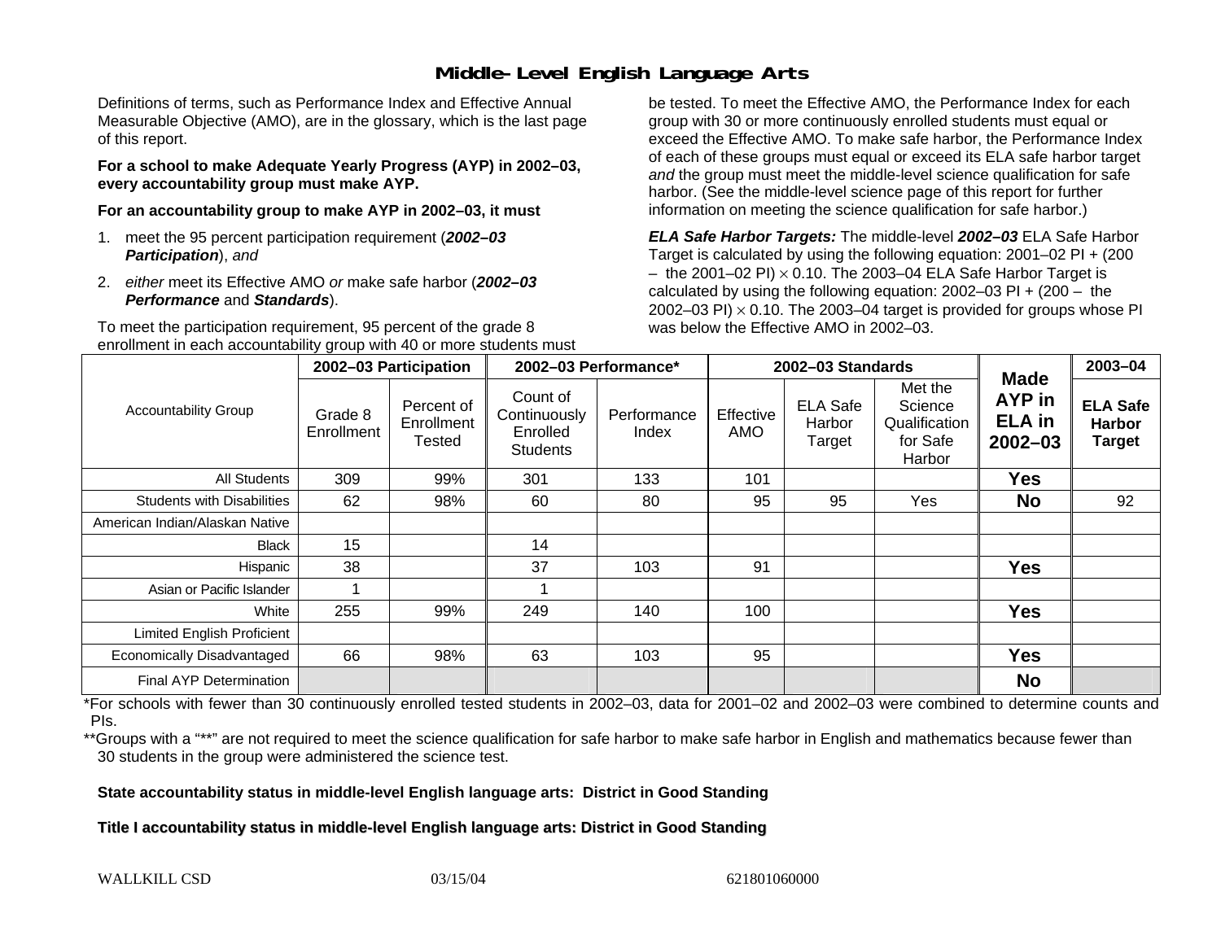# Middle-Level English Language Arts

Definitions of terms, such as Performance Index and Effective Annual Measurable Objective (AMO), are in the glossary, which is the last page of this report.

**For a school to make Adequate Yearly Progress (AYP) in 2002–03, every accountability group must make AYP.**

**For an accountability group to make AYP in 2002–03, it must**

1. meet the 95 percent participation requirement (***2002–03 Participation***), *and*
2. *either* meet its Effective AMO *or* make safe harbor (***2002–03 Performance*** and ***Standards***).

To meet the participation requirement, 95 percent of the grade 8 enrollment in each accountability group with 40 or more students must be tested. To meet the Effective AMO, the Performance Index for each group with 30 or more continuously enrolled students must equal or exceed the Effective AMO. To make safe harbor, the Performance Index of each of these groups must equal or exceed its ELA safe harbor target *and* the group must meet the middle-level science qualification for safe harbor. (See the middle-level science page of this report for further information on meeting the science qualification for safe harbor.)

***ELA Safe Harbor Targets:*** The middle-level ***2002–03*** ELA Safe Harbor Target is calculated by using the following equation: 2001–02 PI + (200 – the 2001–02 PI) $\times$ 0.10. The 2003–04 ELA Safe Harbor Target is calculated by using the following equation: 2002–03 PI + (200 – the 2002–03 PI) $\times$ 0.10. The 2003–04 target is provided for groups whose PI was below the Effective AMO in 2002–03.

| Accountability Group | 2002–03 Participation | | 2002–03 Performance* | | 2002–03 Standards | | | Made AYP in ELA in 2002–03 | 2003–04 |
|---|---|---|---|---|---|---|---|---|---|
| | Grade 8 Enrollment | Percent of Enrollment Tested | Count of Continuously Enrolled Students | Performance Index | Effective AMO | ELA Safe Harbor Target | Met the Science Qualification for Safe Harbor | | ELA Safe Harbor Target |
| All Students | 309 | 99% | 301 | 133 | 101 | | | **Yes** | |
| Students with Disabilities | 62 | 98% | 60 | 80 | 95 | 95 | Yes | **No** | 92 |
| American Indian/Alaskan Native | | | | | | | | | |
| Black | 15 | | 14 | | | | | | |
| Hispanic | 38 | | 37 | 103 | 91 | | | **Yes** | |
| Asian or Pacific Islander | 1 | | 1 | | | | | | |
| White | 255 | 99% | 249 | 140 | 100 | | | **Yes** | |
| Limited English Proficient | | | | | | | | | |
| Economically Disadvantaged | 66 | 98% | 63 | 103 | 95 | | | **Yes** | |
| Final AYP Determination | | | | | | | | **No** | |

*For schools with fewer than 30 continuously enrolled tested students in 2002–03, data for 2001–02 and 2002–03 were combined to determine counts and PIs.

**Groups with a "**" are not required to meet the science qualification for safe harbor to make safe harbor in English and mathematics because fewer than 30 students in the group were administered the science test.

**State accountability status in middle-level English language arts: District in Good Standing**

**Title I accountability status in middle-level English language arts: District in Good Standing**

WALLKILL CSD 03/15/04 621801060000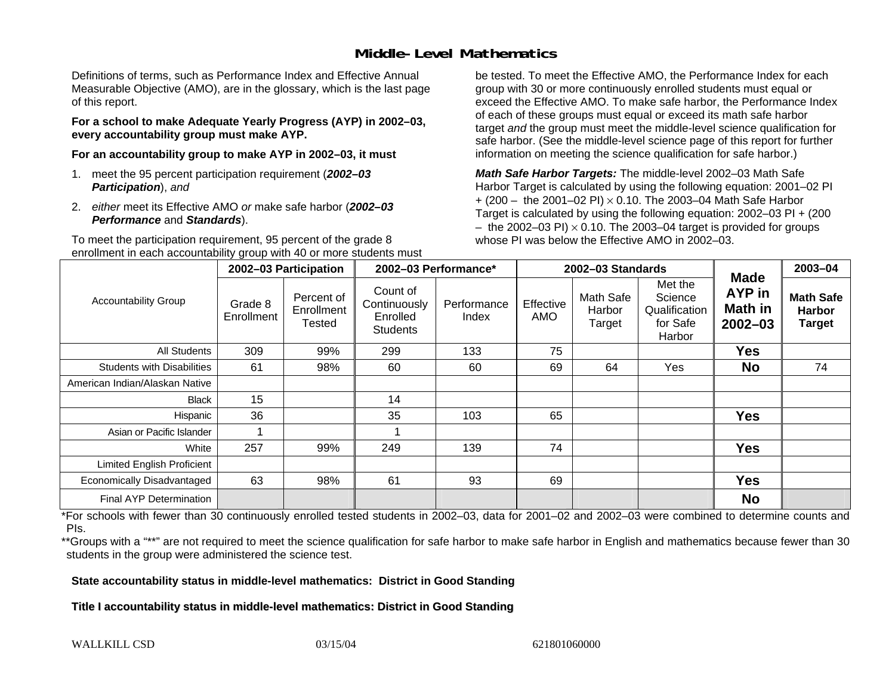# Middle-Level Mathematics

Definitions of terms, such as Performance Index and Effective Annual Measurable Objective (AMO), are in the glossary, which is the last page of this report.

**For a school to make Adequate Yearly Progress (AYP) in 2002–03, every accountability group must make AYP.**

**For an accountability group to make AYP in 2002–03, it must**

1. meet the 95 percent participation requirement (***2002–03 Participation***), *and*
2. *either* meet its Effective AMO *or* make safe harbor (***2002–03 Performance*** and ***Standards***).

To meet the participation requirement, 95 percent of the grade 8 enrollment in each accountability group with 40 or more students must be tested. To meet the Effective AMO, the Performance Index for each group with 30 or more continuously enrolled students must equal or exceed the Effective AMO. To make safe harbor, the Performance Index of each of these groups must equal or exceed its math safe harbor target *and* the group must meet the middle-level science qualification for safe harbor. (See the middle-level science page of this report for further information on meeting the science qualification for safe harbor.)

***Math Safe Harbor Targets:*** The middle-level 2002–03 Math Safe Harbor Target is calculated by using the following equation: 2001–02 PI + (200 – the 2001–02 PI) $\times$ 0.10. The 2003–04 Math Safe Harbor Target is calculated by using the following equation: 2002–03 PI + (200 – the 2002–03 PI) $\times$ 0.10. The 2003–04 target is provided for groups whose PI was below the Effective AMO in 2002–03.

| Accountability Group | 2002–03 Participation | | 2002–03 Performance* | | 2002–03 Standards | | | Made AYP in Math in 2002–03 | 2003–04 |
|---|---|---|---|---|---|---|---|---|---|
| | Grade 8 Enrollment | Percent of Enrollment Tested | Count of Continuously Enrolled Students | Performance Index | Effective AMO | Math Safe Harbor Target | Met the Science Qualification for Safe Harbor | | Math Safe Harbor Target |
| All Students | 309 | 99% | 299 | 133 | 75 | | | **Yes** | |
| Students with Disabilities | 61 | 98% | 60 | 60 | 69 | 64 | Yes | **No** | 74 |
| American Indian/Alaskan Native | | | | | | | | | |
| Black | 15 | | 14 | | | | | | |
| Hispanic | 36 | | 35 | 103 | 65 | | | **Yes** | |
| Asian or Pacific Islander | 1 | | 1 | | | | | | |
| White | 257 | 99% | 249 | 139 | 74 | | | **Yes** | |
| Limited English Proficient | | | | | | | | | |
| Economically Disadvantaged | 63 | 98% | 61 | 93 | 69 | | | **Yes** | |
| Final AYP Determination | | | | | | | | **No** | |

*For schools with fewer than 30 continuously enrolled tested students in 2002–03, data for 2001–02 and 2002–03 were combined to determine counts and PIs.

**Groups with a "**" are not required to meet the science qualification for safe harbor to make safe harbor in English and mathematics because fewer than 30 students in the group were administered the science test.

**State accountability status in middle-level mathematics: District in Good Standing**

**Title I accountability status in middle-level mathematics: District in Good Standing**

WALLKILL CSD 03/15/04 621801060000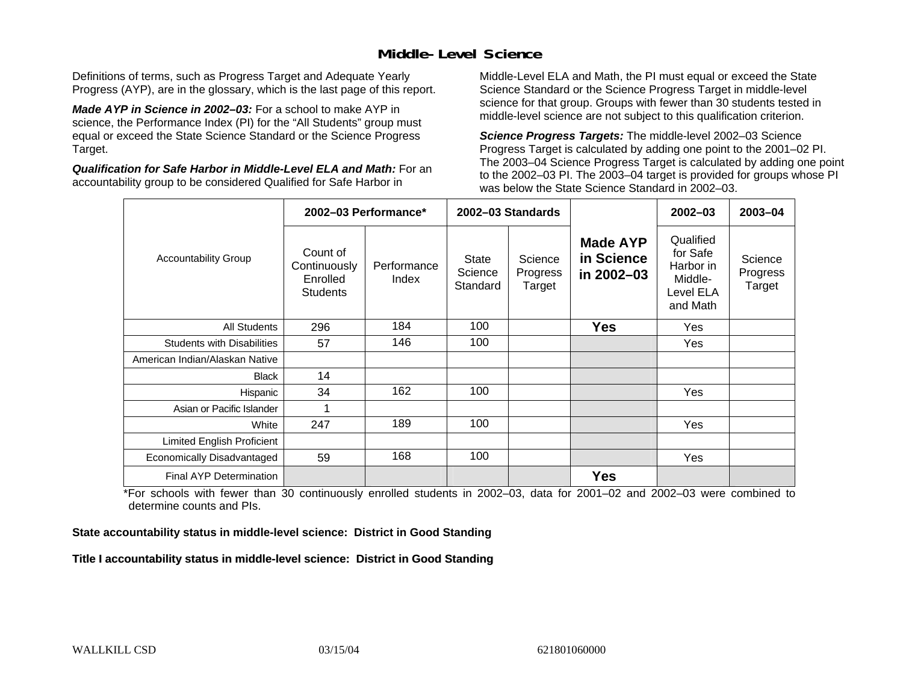## Middle-Level Science

Definitions of terms, such as Progress Target and Adequate Yearly Progress (AYP), are in the glossary, which is the last page of this report.

***Made AYP in Science in 2002–03:*** For a school to make AYP in science, the Performance Index (PI) for the "All Students" group must equal or exceed the State Science Standard or the Science Progress Target.

***Qualification for Safe Harbor in Middle-Level ELA and Math:*** For an accountability group to be considered Qualified for Safe Harbor in Middle-Level ELA and Math, the PI must equal or exceed the State Science Standard or the Science Progress Target in middle-level science for that group. Groups with fewer than 30 students tested in middle-level science are not subject to this qualification criterion.

***Science Progress Targets:*** The middle-level 2002–03 Science Progress Target is calculated by adding one point to the 2001–02 PI. The 2003–04 Science Progress Target is calculated by adding one point to the 2002–03 PI. The 2003–04 target is provided for groups whose PI was below the State Science Standard in 2002–03.

| Accountability Group | 2002–03 Performance* | | 2002–03 Standards | | Made AYP in Science in 2002–03 | 2002–03 | 2003–04 |
|---|---|---|---|---|---|---|---|
| | Count of Continuously Enrolled Students | Performance Index | State Science Standard | Science Progress Target | | Qualified for Safe Harbor in Middle-Level ELA and Math | Science Progress Target |
| All Students | 296 | 184 | 100 | | **Yes** | Yes | |
| Students with Disabilities | 57 | 146 | 100 | | | Yes | |
| American Indian/Alaskan Native | | | | | | | |
| Black | 14 | | | | | | |
| Hispanic | 34 | 162 | 100 | | | Yes | |
| Asian or Pacific Islander | 1 | | | | | | |
| White | 247 | 189 | 100 | | | Yes | |
| Limited English Proficient | | | | | | | |
| Economically Disadvantaged | 59 | 168 | 100 | | | Yes | |
| Final AYP Determination | | | | | **Yes** | | |

*For schools with fewer than 30 continuously enrolled students in 2002–03, data for 2001–02 and 2002–03 were combined to determine counts and PIs.

**State accountability status in middle-level science: District in Good Standing**

**Title I accountability status in middle-level science: District in Good Standing**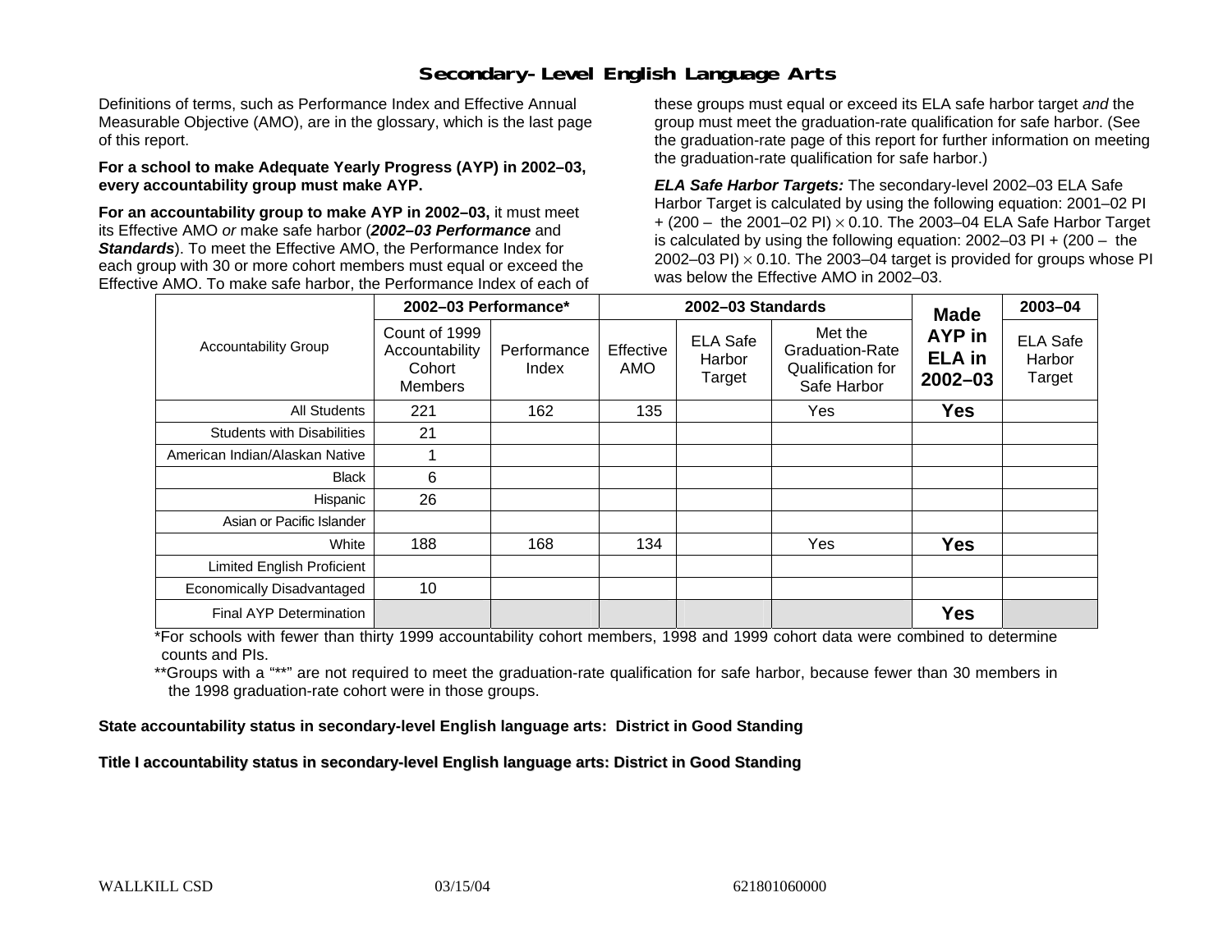# Secondary-Level English Language Arts

Definitions of terms, such as Performance Index and Effective Annual Measurable Objective (AMO), are in the glossary, which is the last page of this report.

**For a school to make Adequate Yearly Progress (AYP) in 2002–03, every accountability group must make AYP.**

**For an accountability group to make AYP in 2002–03,** it must meet its Effective AMO *or* make safe harbor (***2002–03 Performance*** and ***Standards***). To meet the Effective AMO, the Performance Index for each group with 30 or more cohort members must equal or exceed the Effective AMO. To make safe harbor, the Performance Index of each of these groups must equal or exceed its ELA safe harbor target *and* the group must meet the graduation-rate qualification for safe harbor. (See the graduation-rate page of this report for further information on meeting the graduation-rate qualification for safe harbor.)

***ELA Safe Harbor Targets:*** The secondary-level 2002–03 ELA Safe Harbor Target is calculated by using the following equation: 2001–02 PI + (200 – the 2001–02 PI) × 0.10. The 2003–04 ELA Safe Harbor Target is calculated by using the following equation: 2002–03 PI + (200 – the 2002–03 PI) × 0.10. The 2003–04 target is provided for groups whose PI was below the Effective AMO in 2002–03.

| Accountability Group | 2002–03 Performance* | | 2002–03 Standards | | | Made AYP in ELA in 2002–03 | 2003–04 |
|---|---|---|---|---|---|---|---|
| | Count of 1999 Accountability Cohort Members | Performance Index | Effective AMO | ELA Safe Harbor Target | Met the Graduation-Rate Qualification for Safe Harbor | | ELA Safe Harbor Target |
| All Students | 221 | 162 | 135 | | Yes | **Yes** | |
| Students with Disabilities | 21 | | | | | | |
| American Indian/Alaskan Native | 1 | | | | | | |
| Black | 6 | | | | | | |
| Hispanic | 26 | | | | | | |
| Asian or Pacific Islander | | | | | | | |
| White | 188 | 168 | 134 | | Yes | **Yes** | |
| Limited English Proficient | | | | | | | |
| Economically Disadvantaged | 10 | | | | | | |
| Final AYP Determination | | | | | | **Yes** | |

*For schools with fewer than thirty 1999 accountability cohort members, 1998 and 1999 cohort data were combined to determine counts and PIs.

**Groups with a "**" are not required to meet the graduation-rate qualification for safe harbor, because fewer than 30 members in the 1998 graduation-rate cohort were in those groups.

**State accountability status in secondary-level English language arts: District in Good Standing**

**Title I accountability status in secondary-level English language arts: District in Good Standing**

WALLKILL CSD 03/15/04 621801060000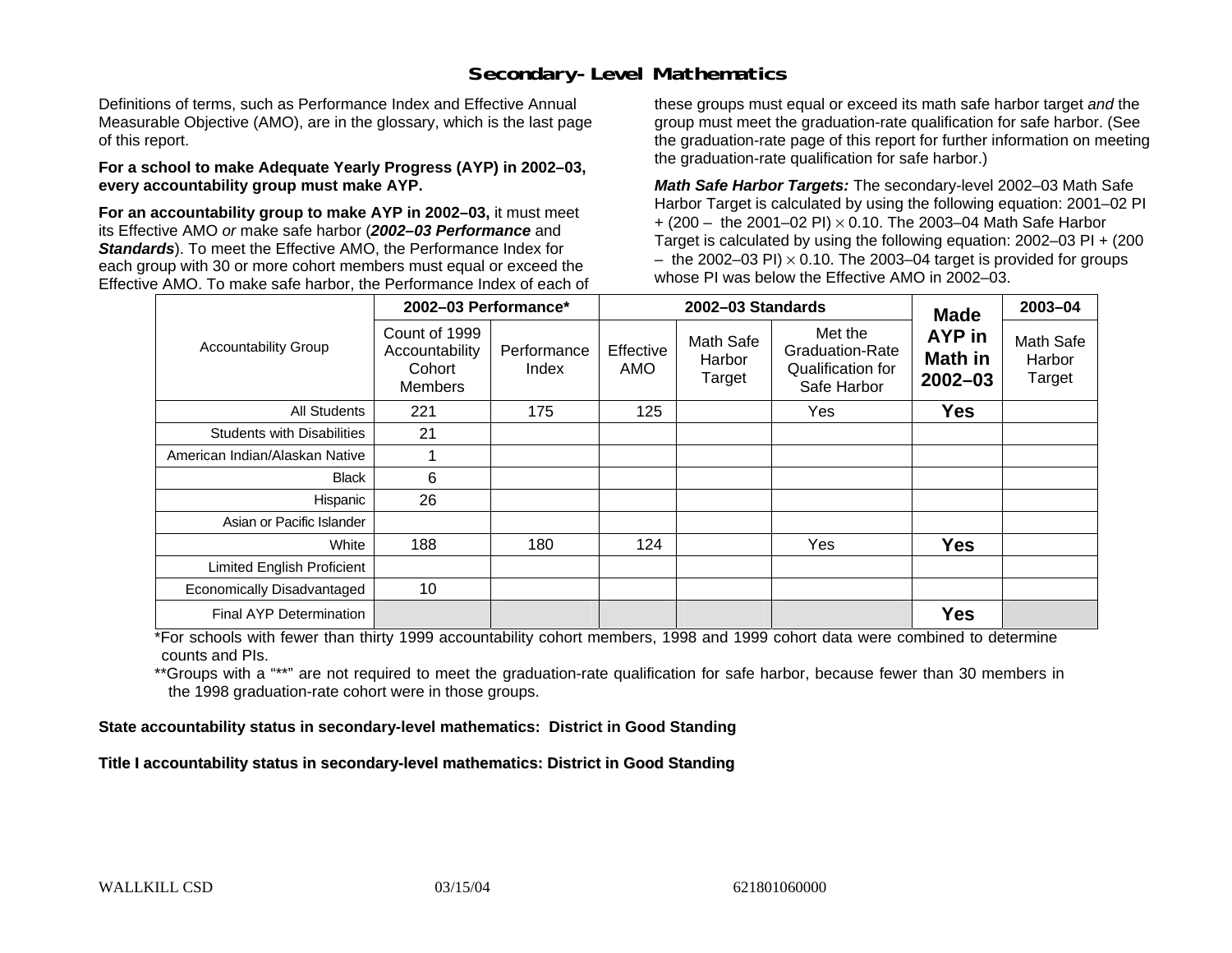## Secondary-Level Mathematics

Definitions of terms, such as Performance Index and Effective Annual Measurable Objective (AMO), are in the glossary, which is the last page of this report.

**For a school to make Adequate Yearly Progress (AYP) in 2002–03, every accountability group must make AYP.**

**For an accountability group to make AYP in 2002–03,** it must meet its Effective AMO *or* make safe harbor (***2002–03 Performance*** and ***Standards***). To meet the Effective AMO, the Performance Index for each group with 30 or more cohort members must equal or exceed the Effective AMO. To make safe harbor, the Performance Index of each of these groups must equal or exceed its math safe harbor target *and* the group must meet the graduation-rate qualification for safe harbor. (See the graduation-rate page of this report for further information on meeting the graduation-rate qualification for safe harbor.)

***Math Safe Harbor Targets:*** The secondary-level 2002–03 Math Safe Harbor Target is calculated by using the following equation: 2001–02 PI + (200 – the 2001–02 PI) $\times$ 0.10. The 2003–04 Math Safe Harbor Target is calculated by using the following equation: 2002–03 PI + (200 – the 2002–03 PI) $\times$ 0.10. The 2003–04 target is provided for groups whose PI was below the Effective AMO in 2002–03.

| Accountability Group | 2002–03 Performance* | | 2002–03 Standards | | | Made AYP in Math in 2002–03 | 2003–04 |
|---|---|---|---|---|---|---|---|
| | Count of 1999 Accountability Cohort Members | Performance Index | Effective AMO | Math Safe Harbor Target | Met the Graduation-Rate Qualification for Safe Harbor | | Math Safe Harbor Target |
| All Students | 221 | 175 | 125 | | Yes | **Yes** | |
| Students with Disabilities | 21 | | | | | | |
| American Indian/Alaskan Native | 1 | | | | | | |
| Black | 6 | | | | | | |
| Hispanic | 26 | | | | | | |
| Asian or Pacific Islander | | | | | | | |
| White | 188 | 180 | 124 | | Yes | **Yes** | |
| Limited English Proficient | | | | | | | |
| Economically Disadvantaged | 10 | | | | | | |
| Final AYP Determination | | | | | | **Yes** | |

*For schools with fewer than thirty 1999 accountability cohort members, 1998 and 1999 cohort data were combined to determine counts and PIs.

**Groups with a "**" are not required to meet the graduation-rate qualification for safe harbor, because fewer than 30 members in the 1998 graduation-rate cohort were in those groups.

**State accountability status in secondary-level mathematics: District in Good Standing**

**Title I accountability status in secondary-level mathematics: District in Good Standing**

WALLKILL CSD 03/15/04 621801060000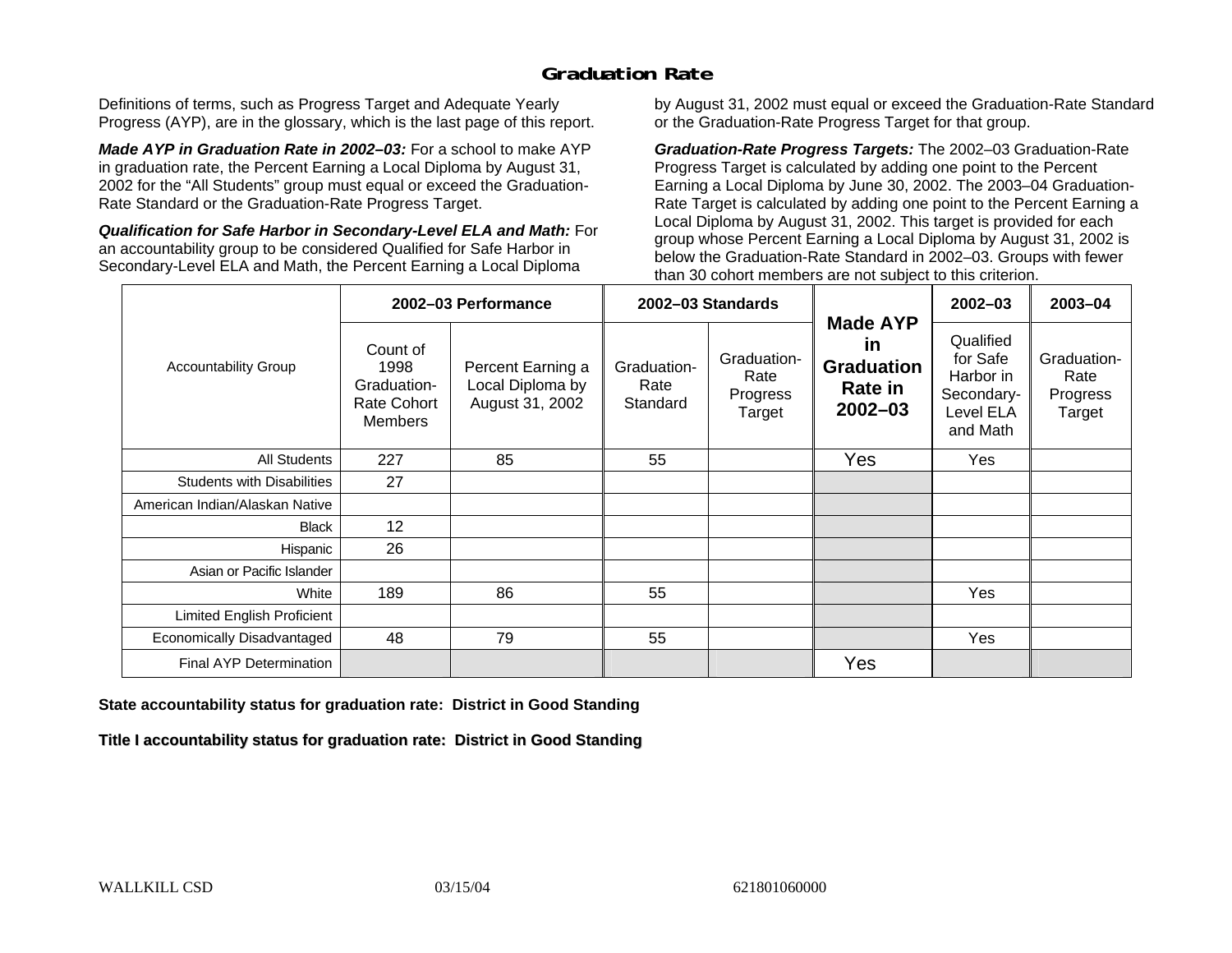## Graduation Rate

Definitions of terms, such as Progress Target and Adequate Yearly Progress (AYP), are in the glossary, which is the last page of this report.

***Made AYP in Graduation Rate in 2002–03:*** For a school to make AYP in graduation rate, the Percent Earning a Local Diploma by August 31, 2002 for the "All Students" group must equal or exceed the Graduation-Rate Standard or the Graduation-Rate Progress Target.

***Qualification for Safe Harbor in Secondary-Level ELA and Math:*** For an accountability group to be considered Qualified for Safe Harbor in Secondary-Level ELA and Math, the Percent Earning a Local Diploma by August 31, 2002 must equal or exceed the Graduation-Rate Standard or the Graduation-Rate Progress Target for that group.

***Graduation-Rate Progress Targets:*** The 2002–03 Graduation-Rate Progress Target is calculated by adding one point to the Percent Earning a Local Diploma by June 30, 2002. The 2003–04 Graduation-Rate Target is calculated by adding one point to the Percent Earning a Local Diploma by August 31, 2002. This target is provided for each group whose Percent Earning a Local Diploma by August 31, 2002 is below the Graduation-Rate Standard in 2002–03. Groups with fewer than 30 cohort members are not subject to this criterion.

| Accountability Group | 2002–03 Performance | | 2002–03 Standards | | Made AYP in Graduation Rate in 2002–03 | 2002–03 | 2003–04 |
|---|---|---|---|---|---|---|---|
| | Count of 1998 Graduation-Rate Cohort Members | Percent Earning a Local Diploma by August 31, 2002 | Graduation-Rate Standard | Graduation-Rate Progress Target | | Qualified for Safe Harbor in Secondary-Level ELA and Math | Graduation-Rate Progress Target |
| All Students | 227 | 85 | 55 | | Yes | Yes | |
| Students with Disabilities | 27 | | | | | | |
| American Indian/Alaskan Native | | | | | | | |
| Black | 12 | | | | | | |
| Hispanic | 26 | | | | | | |
| Asian or Pacific Islander | | | | | | | |
| White | 189 | 86 | 55 | | | Yes | |
| Limited English Proficient | | | | | | | |
| Economically Disadvantaged | 48 | 79 | 55 | | | Yes | |
| Final AYP Determination | | | | | Yes | | |

**State accountability status for graduation rate: District in Good Standing**

**Title I accountability status for graduation rate: District in Good Standing**

WALLKILL CSD 03/15/04 621801060000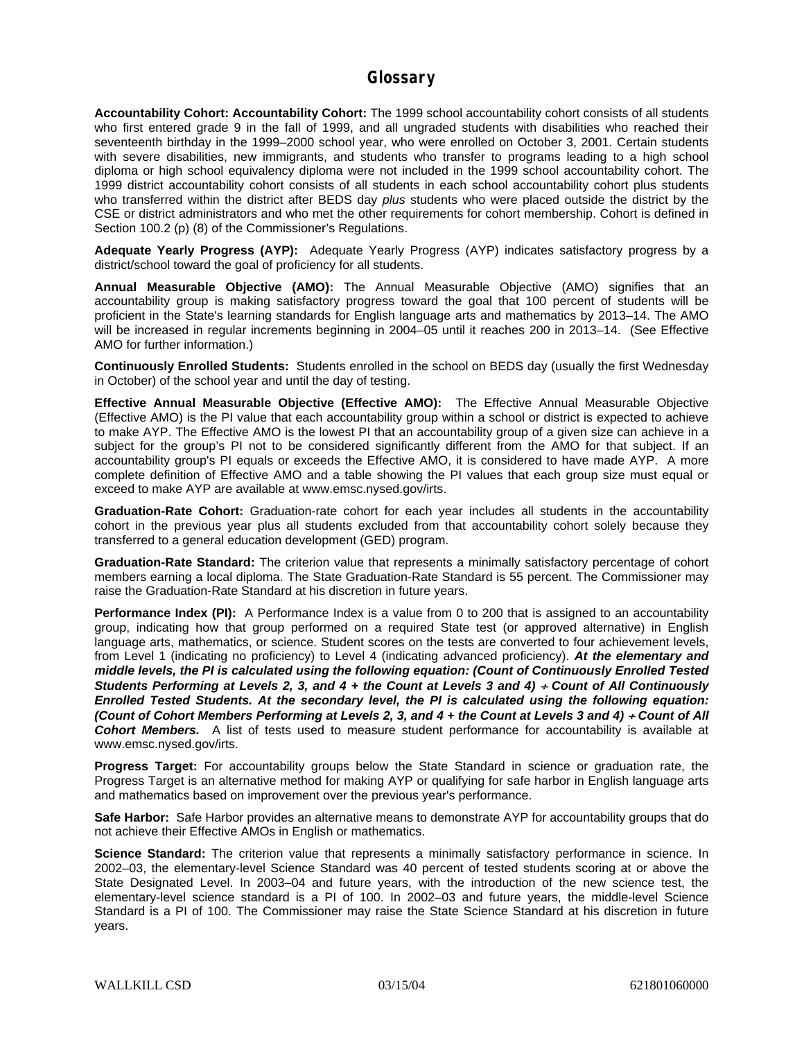# Glossary

**Accountability Cohort: Accountability Cohort:** The 1999 school accountability cohort consists of all students who first entered grade 9 in the fall of 1999, and all ungraded students with disabilities who reached their seventeenth birthday in the 1999–2000 school year, who were enrolled on October 3, 2001. Certain students with severe disabilities, new immigrants, and students who transfer to programs leading to a high school diploma or high school equivalency diploma were not included in the 1999 school accountability cohort. The 1999 district accountability cohort consists of all students in each school accountability cohort plus students who transferred within the district after BEDS day *plus* students who were placed outside the district by the CSE or district administrators and who met the other requirements for cohort membership. Cohort is defined in Section 100.2 (p) (8) of the Commissioner's Regulations.

**Adequate Yearly Progress (AYP):** Adequate Yearly Progress (AYP) indicates satisfactory progress by a district/school toward the goal of proficiency for all students.

**Annual Measurable Objective (AMO):** The Annual Measurable Objective (AMO) signifies that an accountability group is making satisfactory progress toward the goal that 100 percent of students will be proficient in the State's learning standards for English language arts and mathematics by 2013–14. The AMO will be increased in regular increments beginning in 2004–05 until it reaches 200 in 2013–14. (See Effective AMO for further information.)

**Continuously Enrolled Students:** Students enrolled in the school on BEDS day (usually the first Wednesday in October) of the school year and until the day of testing.

**Effective Annual Measurable Objective (Effective AMO):** The Effective Annual Measurable Objective (Effective AMO) is the PI value that each accountability group within a school or district is expected to achieve to make AYP. The Effective AMO is the lowest PI that an accountability group of a given size can achieve in a subject for the group's PI not to be considered significantly different from the AMO for that subject. If an accountability group's PI equals or exceeds the Effective AMO, it is considered to have made AYP. A more complete definition of Effective AMO and a table showing the PI values that each group size must equal or exceed to make AYP are available at www.emsc.nysed.gov/irts.

**Graduation-Rate Cohort:** Graduation-rate cohort for each year includes all students in the accountability cohort in the previous year plus all students excluded from that accountability cohort solely because they transferred to a general education development (GED) program.

**Graduation-Rate Standard:** The criterion value that represents a minimally satisfactory percentage of cohort members earning a local diploma. The State Graduation-Rate Standard is 55 percent. The Commissioner may raise the Graduation-Rate Standard at his discretion in future years.

**Performance Index (PI):** A Performance Index is a value from 0 to 200 that is assigned to an accountability group, indicating how that group performed on a required State test (or approved alternative) in English language arts, mathematics, or science. Student scores on the tests are converted to four achievement levels, from Level 1 (indicating no proficiency) to Level 4 (indicating advanced proficiency). ***At the elementary and middle levels, the PI is calculated using the following equation: (Count of Continuously Enrolled Tested Students Performing at Levels 2, 3, and 4 + the Count at Levels 3 and 4) ÷ Count of All Continuously Enrolled Tested Students. At the secondary level, the PI is calculated using the following equation: (Count of Cohort Members Performing at Levels 2, 3, and 4 + the Count at Levels 3 and 4) ÷ Count of All Cohort Members.*** A list of tests used to measure student performance for accountability is available at www.emsc.nysed.gov/irts.

**Progress Target:** For accountability groups below the State Standard in science or graduation rate, the Progress Target is an alternative method for making AYP or qualifying for safe harbor in English language arts and mathematics based on improvement over the previous year's performance.

**Safe Harbor:** Safe Harbor provides an alternative means to demonstrate AYP for accountability groups that do not achieve their Effective AMOs in English or mathematics.

**Science Standard:** The criterion value that represents a minimally satisfactory performance in science. In 2002–03, the elementary-level Science Standard was 40 percent of tested students scoring at or above the State Designated Level. In 2003–04 and future years, with the introduction of the new science test, the elementary-level science standard is a PI of 100. In 2002–03 and future years, the middle-level Science Standard is a PI of 100. The Commissioner may raise the State Science Standard at his discretion in future years.